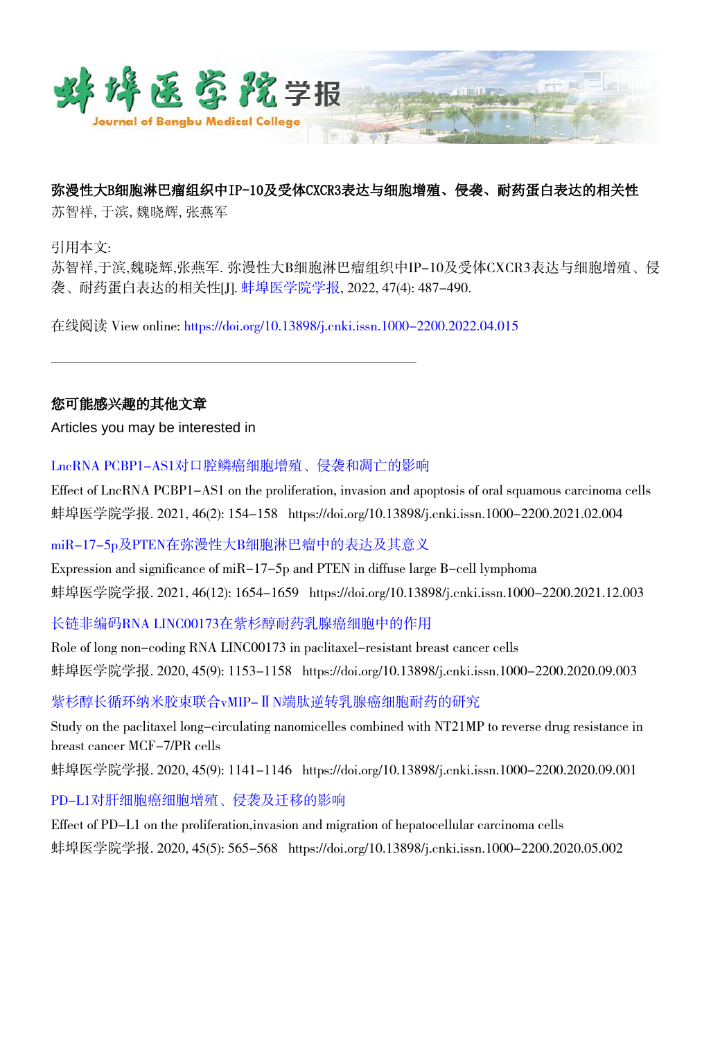# 弥漫性大B细胞淋巴瘤组织中IP-10及受体CXCR3表达与细胞增殖、侵袭、耐药蛋白表达的相关性

苏智祥, 于滨, 魏晓辉, 张燕军

引用本文:

苏智祥,于滨,魏晓辉,张燕军. 弥漫性大B细胞淋巴瘤组织中IP-10及受体CXCR3表达与细胞增殖、侵袭、耐药蛋白表达的相关性[J]. 蚌埠医学院学报, 2022, 47(4): 487-490.

在线阅读 View online: https://doi.org/10.13898/j.cnki.issn.1000-2200.2022.04.015

---

## 您可能感兴趣的其他文章

Articles you may be interested in

LncRNA PCBP1-AS1对口腔鳞癌细胞增殖、侵袭和凋亡的影响

Effect of LncRNA PCBP1-AS1 on the proliferation, invasion and apoptosis of oral squamous carcinoma cells

蚌埠医学院学报. 2021, 46(2): 154-158 https://doi.org/10.13898/j.cnki.issn.1000-2200.2021.02.004

miR-17-5p及PTEN在弥漫性大B细胞淋巴瘤中的表达及其意义

Expression and significance of miR-17-5p and PTEN in diffuse large B-cell lymphoma

蚌埠医学院学报. 2021, 46(12): 1654-1659 https://doi.org/10.13898/j.cnki.issn.1000-2200.2021.12.003

长链非编码RNA LINC00173在紫杉醇耐药乳腺癌细胞中的作用

Role of long non-coding RNA LINC00173 in paclitaxel-resistant breast cancer cells

蚌埠医学院学报. 2020, 45(9): 1153-1158 https://doi.org/10.13898/j.cnki.issn.1000-2200.2020.09.003

紫杉醇长循环纳米胶束联合vMIP-ⅡN端肽逆转乳腺癌细胞耐药的研究

Study on the paclitaxel long-circulating nanomicelles combined with NT21MP to reverse drug resistance in breast cancer MCF-7/PR cells

蚌埠医学院学报. 2020, 45(9): 1141-1146 https://doi.org/10.13898/j.cnki.issn.1000-2200.2020.09.001

PD-L1对肝细胞癌细胞增殖、侵袭及迁移的影响

Effect of PD-L1 on the proliferation,invasion and migration of hepatocellular carcinoma cells

蚌埠医学院学报. 2020, 45(5): 565-568 https://doi.org/10.13898/j.cnki.issn.1000-2200.2020.05.002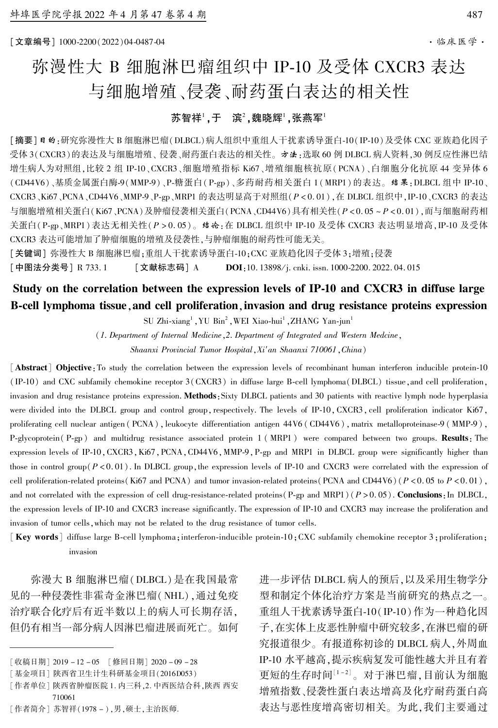[文章编号] 1000-2200(2022)04-0487-04 · 临床医学 ·

# 弥漫性大 B 细胞淋巴瘤组织中 IP-10 及受体 CXCR3 表达与细胞增殖、侵袭、耐药蛋白表达的相关性

**苏智祥[1],于 滨[2],魏晓辉[1],张燕军[1]**

[摘要] **目的**:研究弥漫性大 B 细胞淋巴瘤(DLBCL)病人组织中重组人干扰素诱导蛋白-10(IP-10)及受体 CXC 亚族趋化因子受体 3(CXCR3)的表达及与细胞增殖、侵袭、耐药蛋白表达的相关性。**方法**:选取 60 例 DLBCL 病人资料,30 例反应性淋巴结增生病人为对照组,比较 2 组 IP-10、CXCR3、细胞增殖指标 Ki67、增殖细胞核抗原(PCNA)、白细胞分化抗原 44 变异体 6(CD44V6)、基质金属蛋白酶-9(MMP-9)、P-糖蛋白(P-gp)、多药耐药相关蛋白 1(MRP1)的表达。**结果**:DLBCL 组中 IP-10、CXCR3、Ki67、PCNA、CD44V6、MMP-9、P-gp、MRP1 的表达明显高于对照组($P<0.01$),在 DLBCL 组织中,IP-10、CXCR3 的表达与细胞增殖相关蛋白(Ki67、PCNA)及肿瘤侵袭相关蛋白(PCNA、CD44V6)具有相关性($P<0.05 \sim P<0.01$),而与细胞耐药相关蛋白(P-gp、MRP1)表达无相关性($P>0.05$)。**结论**:在 DLBCL 组织中 IP-10 及受体 CXCR3 表达明显增高,IP-10 及受体 CXCR3 表达可能增加了肿瘤细胞的增殖及侵袭性,与肿瘤细胞的耐药性可能无关。

[关键词] 弥漫性大 B 细胞淋巴瘤;重组人干扰素诱导蛋白-10;CXC 亚族趋化因子受体 3;增殖;侵袭

[中图法分类号] R 733.1 [文献标志码] A DOI:10.13898/j.cnki.issn.1000-2200.2022.04.015

## Study on the correlation between the expression levels of IP-10 and CXCR3 in diffuse large B-cell lymphoma tissue, and cell proliferation, invasion and drug resistance proteins expression

SU Zhi-xiang[1], YU Bin[2], WEI Xiao-hui[1], ZHANG Yan-jun[1]

*(1. Department of Internal Medicine, 2. Department of Integrated and Western Medcine, Shaanxi Provincial Tumor Hospital, Xi'an Shaanxi 710061, China)*

[**Abstract**] **Objective**: To study the correlation between the expression levels of recombinant human interferon inducible protein-10 (IP-10) and CXC subfamily chemokine receptor 3 (CXCR3) in diffuse large B-cell lymphoma (DLBCL) tissue, and cell proliferation, invasion and drug resistance proteins expression. **Methods**: Sixty DLBCL patients and 30 patients with reactive lymph node hyperplasia were divided into the DLBCL group and control group, respectively. The levels of IP-10, CXCR3, cell proliferation indicator Ki67, proliferating cell nuclear antigen (PCNA), leukocyte differentiation antigen 44V6 (CD44V6), matrix metalloproteinase-9 (MMP-9), P-glycoprotein (P-gp) and multidrug resistance associated protein 1 (MRP1) were compared between two groups. **Results**: The expression levels of IP-10, CXCR3, Ki67, PCNA, CD44V6, MMP-9, P-gp and MRP1 in DLBCL group were significantly higher than those in control group ($P<0.01$). In DLBCL group, the expression levels of IP-10 and CXCR3 were correlated with the expression of cell proliferation-related proteins (Ki67 and PCNA) and tumor invasion-related proteins (PCNA and CD44V6) ($P<0.05$ to $P<0.01$), and not correlated with the expression of cell drug-resistance-related proteins (P-gp and MRP1) ($P>0.05$). **Conclusions**: In DLBCL, the expression levels of IP-10 and CXCR3 increase significantly. The expression of IP-10 and CXCR3 may increase the proliferation and invasion of tumor cells, which may not be related to the drug resistance of tumor cells.

[**Key words**] diffuse large B-cell lymphoma; interferon-inducible protein-10; CXC subfamily chemokine receptor 3; proliferation; invasion

弥漫大 B 细胞淋巴瘤(DLBCL)是在我国最常见的一种侵袭性非霍奇金淋巴瘤(NHL),通过免疫治疗联合化疗后有近半数以上的病人可长期存活,但仍有相当一部分病人因淋巴瘤进展而死亡。如何进一步评估 DLBCL 病人的预后,以及采用生物学分型和制定个体化治疗方案是当前研究的热点之一。重组人干扰素诱导蛋白-10(IP-10)作为一种趋化因子,在实体上皮恶性肿瘤中研究较多,在淋巴瘤的研究报道很少。有报道称初诊的 DLBCL 病人,外周血 IP-10 水平越高,提示疾病复发可能性越大并且有着更短的生存时间[1-2]。对于淋巴瘤,目前认为细胞增殖指数、侵袭性蛋白表达增高及化疗耐药蛋白高表达与恶性度增高密切相关。为此,我们主要通过

---

[收稿日期] 2019-12-05 [修回日期] 2020-09-28

[基金项目] 陕西省卫生计生科研基金项目(2016D053)

[作者单位] 陕西省肿瘤医院 1. 内三科,2. 中西医结合科,陕西 西安 710061

[作者简介] 苏智祥(1978-),男,硕士,主治医师.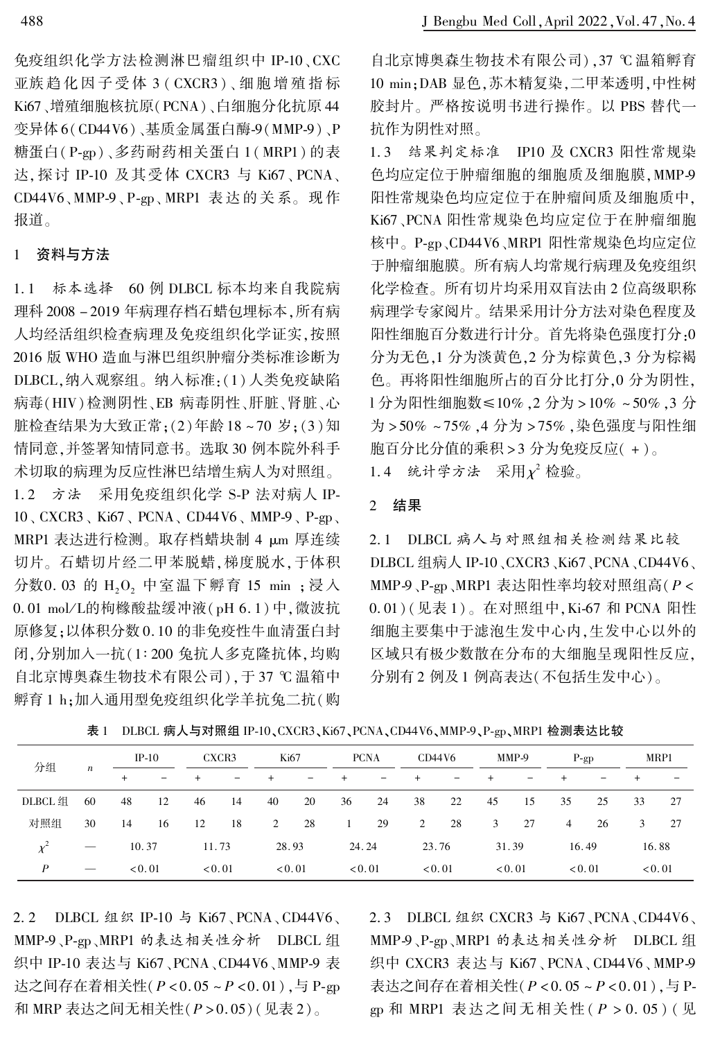免疫组织化学方法检测淋巴瘤组织中 IP-10、CXC 亚族趋化因子受体 3（CXCR3）、细胞增殖指标 Ki67、增殖细胞核抗原（PCNA）、白细胞分化抗原 44 变异体 6（CD44V6）、基质金属蛋白酶-9（MMP-9）、P 糖蛋白（P-gp）、多药耐药相关蛋白 1（MRP1）的表达，探讨 IP-10 及其受体 CXCR3 与 Ki67、PCNA、CD44V6、MMP-9、P-gp、MRP1 表达的关系。现作报道。

## 1 资料与方法

**1.1 标本选择** 60 例 DLBCL 标本均来自我院病理科 2008－2019 年病理存档石蜡包埋标本，所有病人均经活组织检查病理及免疫组织化学证实，按照 2016 版 WHO 造血与淋巴组织肿瘤分类标准诊断为 DLBCL，纳入观察组。纳入标准：（1）人类免疫缺陷病毒（HIV）检测阴性、EB 病毒阴性、肝脏、肾脏、心脏检查结果为大致正常；（2）年龄 18～70 岁；（3）知情同意，并签署知情同意书。选取 30 例本院外科手术切取的病理为反应性淋巴结增生病人为对照组。

**1.2 方法** 采用免疫组织化学 S-P 法对病人 IP-10、CXCR3、Ki67、PCNA、CD44V6、MMP-9、P-gp、MRP1 表达进行检测。取存档蜡块制 4 μm 厚连续切片。石蜡切片经二甲苯脱蜡，梯度脱水，于体积分数0.03 的 $H_2O_2$ 中室温下孵育 15 min；浸入 0.01 mol/L的枸橼酸盐缓冲液（pH 6.1）中，微波抗原修复；以体积分数 0.10 的非免疫性牛血清蛋白封闭，分别加入一抗（1∶200 兔抗人多克隆抗体，均购自北京博奥森生物技术有限公司），于 37 ℃温箱中孵育 1 h；加入通用型免疫组织化学羊抗兔二抗（购自北京博奥森生物技术有限公司），37 ℃温箱孵育 10 min；DAB 显色，苏木精复染，二甲苯透明，中性树胶封片。严格按说明书进行操作。以 PBS 替代一抗作为阴性对照。

**1.3 结果判定标准** IP10 及 CXCR3 阳性常规染色均应定位于肿瘤细胞的细胞质及细胞膜，MMP-9 阳性常规染色均应定位于在肿瘤间质及细胞质中，Ki67、PCNA 阳性常规染色均应定位于在肿瘤细胞核中。P-gp、CD44V6、MRP1 阳性常规染色均应定位于肿瘤细胞膜。所有病人均常规行病理及免疫组织化学检查。所有切片均采用双盲法由 2 位高级职称病理学专家阅片。结果采用计分方法对染色程度及阳性细胞百分数进行计分。首先将染色强度打分：0 分为无色，1 分为淡黄色，2 分为棕黄色，3 分为棕褐色。再将阳性细胞所占的百分比打分，0 分为阴性，1 分为阳性细胞数≤10%，2 分为＞10%～50%，3 分为＞50%～75%，4 分为＞75%，染色强度与阳性细胞百分比分值的乘积＞3 分为免疫反应（＋）。

**1.4 统计学方法** 采用 $\chi^2$ 检验。

## 2 结果

**2.1 DLBCL 病人与对照组相关检测结果比较** DLBCL 组病人 IP-10、CXCR3、Ki67、PCNA、CD44V6、MMP-9、P-gp、MRP1 表达阳性率均较对照组高（$P<0.01$）（见表 1）。在对照组中，Ki-67 和 PCNA 阳性细胞主要集中于滤泡生发中心内，生发中心以外的区域只有极少数散在分布的大细胞呈现阳性反应，分别有 2 例及 1 例高表达（不包括生发中心）。

表 1 DLBCL 病人与对照组 IP-10、CXCR3、Ki67、PCNA、CD44V6、MMP-9、P-gp、MRP1 检测表达比较

| 分组 | $n$ | IP-10 | | CXCR3 | | Ki67 | | PCNA | | CD44V6 | | MMP-9 | | P-gp | | MRP1 | |
|---|---|---|---|---|---|---|---|---|---|---|---|---|---|---|---|---|---|
| | | + | − | + | − | + | − | + | − | + | − | + | − | + | − | + | − |
| DLBCL 组 | 60 | 48 | 12 | 46 | 14 | 40 | 20 | 36 | 24 | 38 | 22 | 45 | 15 | 35 | 25 | 33 | 27 |
| 对照组 | 30 | 14 | 16 | 12 | 18 | 2 | 28 | 1 | 29 | 2 | 28 | 3 | 27 | 4 | 26 | 3 | 27 |
| $\chi^2$ | — | 10.37 | | 11.73 | | 28.93 | | 24.24 | | 23.76 | | 31.39 | | 16.49 | | 16.88 | |
| $P$ | — | <0.01 | | <0.01 | | <0.01 | | <0.01 | | <0.01 | | <0.01 | | <0.01 | | <0.01 | |

**2.2 DLBCL 组织 IP-10 与 Ki67、PCNA、CD44V6、MMP-9、P-gp、MRP1 的表达相关性分析** DLBCL 组织中 IP-10 表达与 Ki67、PCNA、CD44V6、MMP-9 表达之间存在着相关性（$P<0.05$～$P<0.01$），与 P-gp 和 MRP 表达之间无相关性（$P>0.05$）（见表 2）。

**2.3 DLBCL 组织 CXCR3 与 Ki67、PCNA、CD44V6、MMP-9、P-gp、MRP1 的表达相关性分析** DLBCL 组织中 CXCR3 表达与 Ki67、PCNA、CD44V6、MMP-9 表达之间存在着相关性（$P<0.05$～$P<0.01$），与 P-gp 和 MRP1 表达之间无相关性（$P>0.05$）（见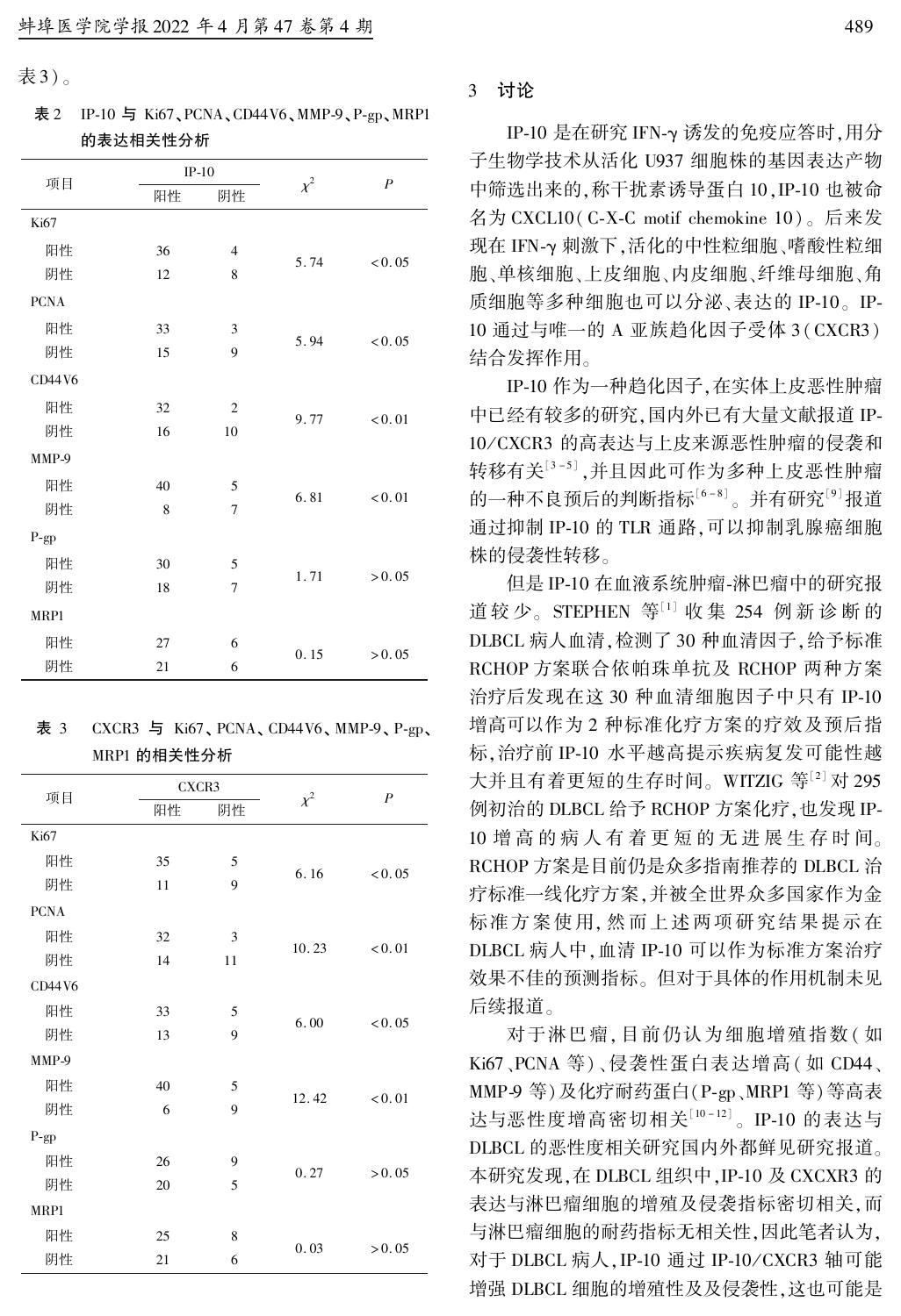表3)。

**表 2　IP-10 与 Ki67、PCNA、CD44V6、MMP-9、P-gp、MRP1 的表达相关性分析**

| 项目 | IP-10 | | $\chi^2$ | $P$ |
|---|---|---|---|---|
| | 阳性 | 阴性 | | |
| Ki67 | | | | |
| 阳性 | 36 | 4 | 5.74 | <0.05 |
| 阴性 | 12 | 8 | | |
| PCNA | | | | |
| 阳性 | 33 | 3 | 5.94 | <0.05 |
| 阴性 | 15 | 9 | | |
| CD44V6 | | | | |
| 阳性 | 32 | 2 | 9.77 | <0.01 |
| 阴性 | 16 | 10 | | |
| MMP-9 | | | | |
| 阳性 | 40 | 5 | 6.81 | <0.01 |
| 阴性 | 8 | 7 | | |
| P-gp | | | | |
| 阳性 | 30 | 5 | 1.71 | >0.05 |
| 阴性 | 18 | 7 | | |
| MRP1 | | | | |
| 阳性 | 27 | 6 | 0.15 | >0.05 |
| 阴性 | 21 | 6 | | |

**表 3　CXCR3 与 Ki67、PCNA、CD44V6、MMP-9、P-gp、MRP1 的相关性分析**

| 项目 | CXCR3 | | $\chi^2$ | $P$ |
|---|---|---|---|---|
| | 阳性 | 阴性 | | |
| Ki67 | | | | |
| 阳性 | 35 | 5 | 6.16 | <0.05 |
| 阴性 | 11 | 9 | | |
| PCNA | | | | |
| 阳性 | 32 | 3 | 10.23 | <0.01 |
| 阴性 | 14 | 11 | | |
| CD44V6 | | | | |
| 阳性 | 33 | 5 | 6.00 | <0.05 |
| 阴性 | 13 | 9 | | |
| MMP-9 | | | | |
| 阳性 | 40 | 5 | 12.42 | <0.01 |
| 阴性 | 6 | 9 | | |
| P-gp | | | | |
| 阳性 | 26 | 9 | 0.27 | >0.05 |
| 阴性 | 20 | 5 | | |
| MRP1 | | | | |
| 阳性 | 25 | 8 | 0.03 | >0.05 |
| 阴性 | 21 | 6 | | |

## 3　讨论

IP-10 是在研究 IFN-γ 诱发的免疫应答时,用分子生物学技术从活化 U937 细胞株的基因表达产物中筛选出来的,称干扰素诱导蛋白 10,IP-10 也被命名为 CXCL10(C-X-C motif chemokine 10)。后来发现在 IFN-γ 刺激下,活化的中性粒细胞、嗜酸性粒细胞、单核细胞、上皮细胞、内皮细胞、纤维母细胞、角质细胞等多种细胞也可以分泌、表达的 IP-10。IP-10 通过与唯一的 A 亚族趋化因子受体 3(CXCR3)结合发挥作用。

IP-10 作为一种趋化因子,在实体上皮恶性肿瘤中已经有较多的研究,国内外已有大量文献报道 IP-10/CXCR3 的高表达与上皮来源恶性肿瘤的侵袭和转移有关[3-5],并且因此可作为多种上皮恶性肿瘤的一种不良预后的判断指标[6-8]。并有研究[9]报道通过抑制 IP-10 的 TLR 通路,可以抑制乳腺癌细胞株的侵袭性转移。

但是 IP-10 在血液系统肿瘤-淋巴瘤中的研究报道较少。STEPHEN 等[1]收集 254 例新诊断的 DLBCL 病人血清,检测了 30 种血清因子,给予标准 RCHOP 方案联合依帕珠单抗及 RCHOP 两种方案治疗后发现在这 30 种血清细胞因子中只有 IP-10 增高可以作为 2 种标准化疗方案的疗效及预后指标,治疗前 IP-10 水平越高提示疾病复发可能性越大并且有着更短的生存时间。WITZIG 等[2]对 295 例初治的 DLBCL 给予 RCHOP 方案化疗,也发现 IP-10 增高的病人有着更短的无进展生存时间。RCHOP 方案是目前仍是众多指南推荐的 DLBCL 治疗标准一线化疗方案,并被全世界众多国家作为金标准方案使用,然而上述两项研究结果提示在 DLBCL 病人中,血清 IP-10 可以作为标准方案治疗效果不佳的预测指标。但对于具体的作用机制未见后续报道。

对于淋巴瘤,目前仍认为细胞增殖指数(如 Ki67、PCNA 等)、侵袭性蛋白表达增高(如 CD44、MMP-9 等)及化疗耐药蛋白(P-gp、MRP1 等)等高表达与恶性度增高密切相关[10-12]。IP-10 的表达与 DLBCL 的恶性度相关研究国内外都鲜见研究报道。本研究发现,在 DLBCL 组织中,IP-10 及 CXCXR3 的表达与淋巴瘤细胞的增殖及侵袭指标密切相关,而与淋巴瘤细胞的耐药指标无相关性,因此笔者认为,对于 DLBCL 病人,IP-10 通过 IP-10/CXCR3 轴可能增强 DLBCL 细胞的增殖性及及侵袭性,这也可能是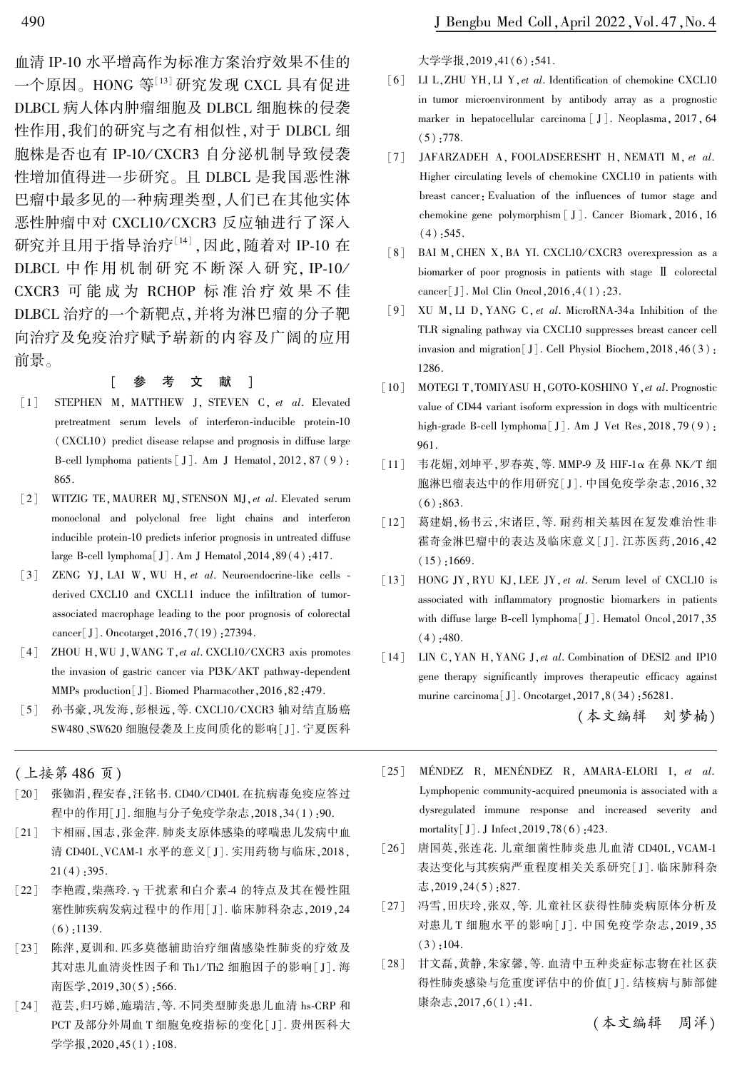血清 IP-10 水平增高作为标准方案治疗效果不佳的一个原因。HONG 等[13]研究发现 CXCL 具有促进 DLBCL 病人体内肿瘤细胞及 DLBCL 细胞株的侵袭性作用,我们的研究与之有相似性,对于 DLBCL 细胞株是否也有 IP-10/CXCR3 自分泌机制导致侵袭性增加值得进一步研究。且 DLBCL 是我国恶性淋巴瘤中最多见的一种病理类型,人们已在其他实体恶性肿瘤中对 CXCL10/CXCR3 反应轴进行了深入研究并且用于指导治疗[14],因此,随着对 IP-10 在 DLBCL 中作用机制研究不断深入研究, IP-10/CXCR3 可能成为 RCHOP 标准治疗效果不佳 DLBCL 治疗的一个新靶点,并将为淋巴瘤的分子靶向治疗及免疫治疗赋予崭新的内容及广阔的应用前景。

## [ 参 考 文 献 ]

[1] STEPHEN M, MATTHEW J, STEVEN C, *et al*. Elevated pretreatment serum levels of interferon-inducible protein-10 (CXCL10) predict disease relapse and prognosis in diffuse large B-cell lymphoma patients[J]. Am J Hematol, 2012, 87(9): 865.

[2] WITZIG TE, MAURER MJ, STENSON MJ, *et al*. Elevated serum monoclonal and polyclonal free light chains and interferon inducible protein-10 predicts inferior prognosis in untreated diffuse large B-cell lymphoma[J]. Am J Hematol, 2014, 89(4): 417.

[3] ZENG YJ, LAI W, WU H, *et al*. Neuroendocrine-like cells - derived CXCL10 and CXCL11 induce the infiltration of tumor-associated macrophage leading to the poor prognosis of colorectal cancer[J]. Oncotarget, 2016, 7(19): 27394.

[4] ZHOU H, WU J, WANG T, *et al*. CXCL10/CXCR3 axis promotes the invasion of gastric cancer via PI3K/AKT pathway-dependent MMPs production[J]. Biomed Pharmacother, 2016, 82: 479.

[5] 孙书豪,巩发海,彭根远,等. CXCL10/CXCR3 轴对结直肠癌 SW480、SW620 细胞侵袭及上皮间质化的影响[J]. 宁夏医科大学学报, 2019, 41(6): 541.

[6] LI L, ZHU YH, LI Y, *et al*. Identification of chemokine CXCL10 in tumor microenvironment by antibody array as a prognostic marker in hepatocellular carcinoma[J]. Neoplasma, 2017, 64(5): 778.

[7] JAFARZADEH A, FOOLADSERESHT H, NEMATI M, *et al*. Higher circulating levels of chemokine CXCL10 in patients with breast cancer: Evaluation of the influences of tumor stage and chemokine gene polymorphism[J]. Cancer Biomark, 2016, 16(4): 545.

[8] BAI M, CHEN X, BA YI. CXCL10/CXCR3 overexpression as a biomarker of poor prognosis in patients with stage Ⅱ colorectal cancer[J]. Mol Clin Oncol, 2016, 4(1): 23.

[9] XU M, LI D, YANG C, *et al*. MicroRNA-34a Inhibition of the TLR signaling pathway via CXCL10 suppresses breast cancer cell invasion and migration[J]. Cell Physiol Biochem, 2018, 46(3): 1286.

[10] MOTEGI T, TOMIYASU H, GOTO-KOSHINO Y, *et al*. Prognostic value of CD44 variant isoform expression in dogs with multicentric high-grade B-cell lymphoma[J]. Am J Vet Res, 2018, 79(9): 961.

[11] 韦花媚,刘坤平,罗春英,等. MMP-9 及 HIF-1α 在鼻 NK/T 细胞淋巴瘤表达中的作用研究[J]. 中国免疫学杂志, 2016, 32(6): 863.

[12] 葛建娟,杨书云,宋诸臣,等. 耐药相关基因在复发难治性非霍奇金淋巴瘤中的表达及临床意义[J]. 江苏医药, 2016, 42(15): 1669.

[13] HONG JY, RYU KJ, LEE JY, *et al*. Serum level of CXCL10 is associated with inflammatory prognostic biomarkers in patients with diffuse large B-cell lymphoma[J]. Hematol Oncol, 2017, 35(4): 480.

[14] LIN C, YAN H, YANG J, *et al*. Combination of DESI2 and IP10 gene therapy significantly improves therapeutic efficacy against murine carcinoma[J]. Oncotarget, 2017, 8(34): 56281.

(本文编辑 刘梦楠)

---

(上接第 486 页)

[20] 张锄涓,程安春,汪铭书. CD40/CD40L 在抗病毒免疫应答过程中的作用[J]. 细胞与分子免疫学杂志, 2018, 34(1): 90.

[21] 卞相丽,国志,张金萍. 肺炎支原体感染的哮喘患儿发病中血清 CD40L、VCAM-1 水平的意义[J]. 实用药物与临床, 2018, 21(4): 395.

[22] 李艳霞,柴燕玲. γ 干扰素和白介素-4 的特点及其在慢性阻塞性肺疾病发病过程中的作用[J]. 临床肺科杂志, 2019, 24(6): 1139.

[23] 陈萍,夏训和. 匹多莫德辅助治疗细菌感染性肺炎的疗效及其对患儿血清炎性因子和 Th1/Th2 细胞因子的影响[J]. 海南医学, 2019, 30(5): 566.

[24] 范芸,归巧娣,施瑞洁,等. 不同类型肺炎患儿血清 hs-CRP 和 PCT 及部分外周血 T 细胞免疫指标的变化[J]. 贵州医科大学学报, 2020, 45(1): 108.

[25] MÉNDEZ R, MENÉNDEZ R, AMARA-ELORI I, *et al*. Lymphopenic community-acquired pneumonia is associated with a dysregulated immune response and increased severity and mortality[J]. J Infect, 2019, 78(6): 423.

[26] 唐国英,张连花. 儿童细菌性肺炎患儿血清 CD40L, VCAM-1 表达变化与其疾病严重程度相关关系研究[J]. 临床肺科杂志, 2019, 24(5): 827.

[27] 冯雪,田庆玲,张双,等. 儿童社区获得性肺炎病原体分析及对患儿 T 细胞水平的影响[J]. 中国免疫学杂志, 2019, 35(3): 104.

[28] 甘文磊,黄静,朱家馨,等. 血清中五种炎症标志物在社区获得性肺炎感染与危重度评估中的价值[J]. 结核病与肺部健康杂志, 2017, 6(1): 41.

(本文编辑 周洋)